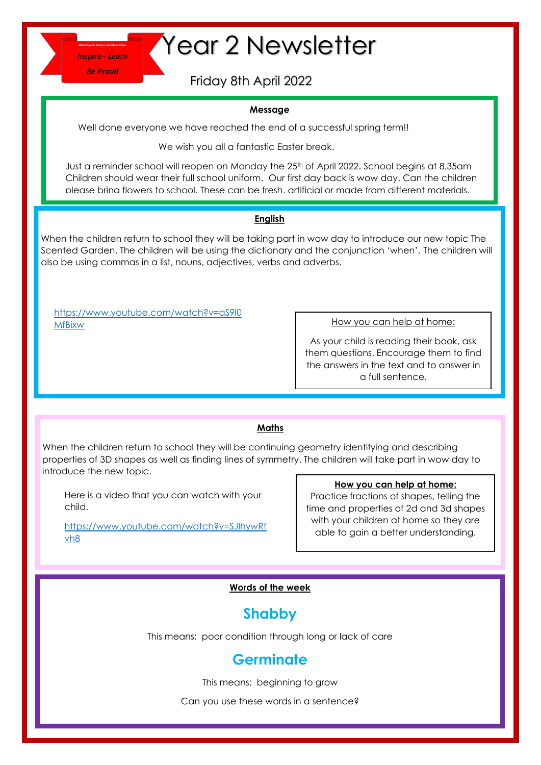Inspire - Learn

Be Proud

# Year 2 Newsletter

Friday 8th April 2022

## Message

Well done everyone we have reached the end of a successful spring term!!

We wish you all a fantastic Easter break.

Just a reminder school will reopen on Monday the 25th of April 2022. School begins at 8.35am Children should wear their full school uniform. Our first day back is wow day. Can the children please bring flowers to school. These can be fresh, artificial or made from different materials.

## English

When the children return to school they will be taking part in wow day to introduce our new topic The Scented Garden. The children will be using the dictionary and the conjunction 'when'. The children will also be using commas in a list, nouns, adjectives, verbs and adverbs.

https://www.youtube.com/watch?v=aS9l0MfBixw

How you can help at home:

As your child is reading their book, ask them questions. Encourage them to find the answers in the text and to answer in a full sentence.

## Maths

When the children return to school they will be continuing geometry identifying and describing properties of 3D shapes as well as finding lines of symmetry. The children will take part in wow day to introduce the new topic.

Here is a video that you can watch with your child.

https://www.youtube.com/watch?v=SJlhywRfvh8

**How you can help at home:**

Practice fractions of shapes, telling the time and properties of 2d and 3d shapes with your children at home so they are able to gain a better understanding.

## Words of the week

### Shabby

This means: poor condition through long or lack of care

### Germinate

This means: beginning to grow

Can you use these words in a sentence?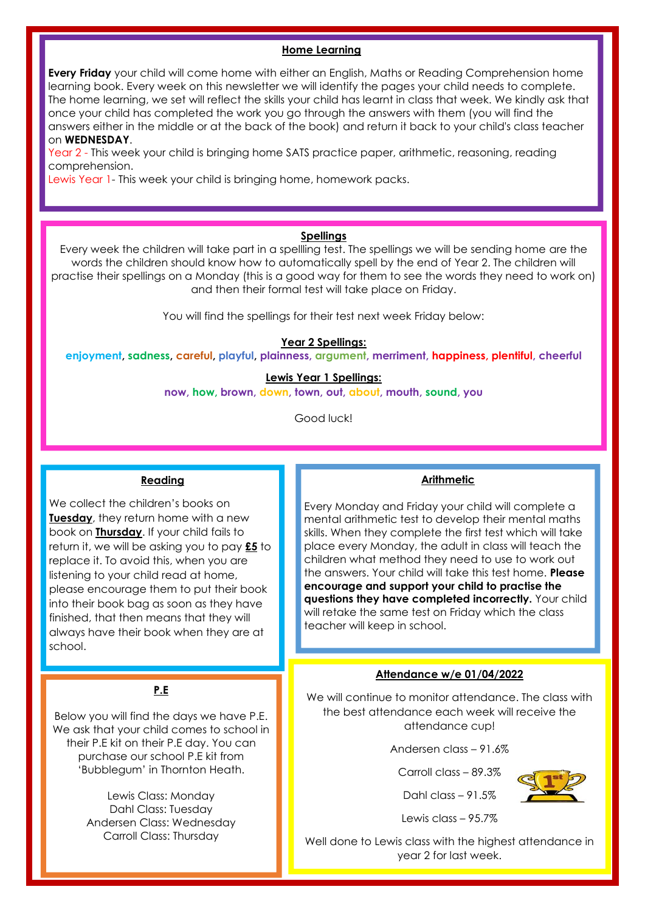## Home Learning

**Every Friday** your child will come home with either an English, Maths or Reading Comprehension home learning book. Every week on this newsletter we will identify the pages your child needs to complete. The home learning, we set will reflect the skills your child has learnt in class that week. We kindly ask that once your child has completed the work you go through the answers with them (you will find the answers either in the middle or at the back of the book) and return it back to your child's class teacher on **WEDNESDAY**.

Year 2 - This week your child is bringing home SATS practice paper, arithmetic, reasoning, reading comprehension.

Lewis Year 1- This week your child is bringing home, homework packs.

## Spellings

Every week the children will take part in a spellling test. The spellings we will be sending home are the words the children should know how to automatically spell by the end of Year 2. The children will practise their spellings on a Monday (this is a good way for them to see the words they need to work on) and then their formal test will take place on Friday.

You will find the spellings for their test next week Friday below:

### Year 2 Spellings:

**enjoyment, sadness, careful, playful, plainness, argument, merriment, happiness, plentiful, cheerful**

### Lewis Year 1 Spellings:

**now, how, brown, down, town, out, about, mouth, sound, you**

Good luck!

## Reading

We collect the children's books on **Tuesday**, they return home with a new book on **Thursday**. If your child fails to return it, we will be asking you to pay **£5** to replace it. To avoid this, when you are listening to your child read at home, please encourage them to put their book into their book bag as soon as they have finished, that then means that they will always have their book when they are at school.

## Arithmetic

Every Monday and Friday your child will complete a mental arithmetic test to develop their mental maths skills. When they complete the first test which will take place every Monday, the adult in class will teach the children what method they need to use to work out the answers. Your child will take this test home. **Please encourage and support your child to practise the questions they have completed incorrectly.** Your child will retake the same test on Friday which the class teacher will keep in school.

## P.E

Below you will find the days we have P.E. We ask that your child comes to school in their P.E kit on their P.E day. You can purchase our school P.E kit from 'Bubblegum' in Thornton Heath.

Lewis Class: Monday
Dahl Class: Tuesday
Andersen Class: Wednesday
Carroll Class: Thursday

## Attendance w/e 01/04/2022

We will continue to monitor attendance. The class with the best attendance each week will receive the attendance cup!

Andersen class – 91.6%

Carroll class – 89.3%

Dahl class – 91.5%

Lewis class – 95.7%

Well done to Lewis class with the highest attendance in year 2 for last week.